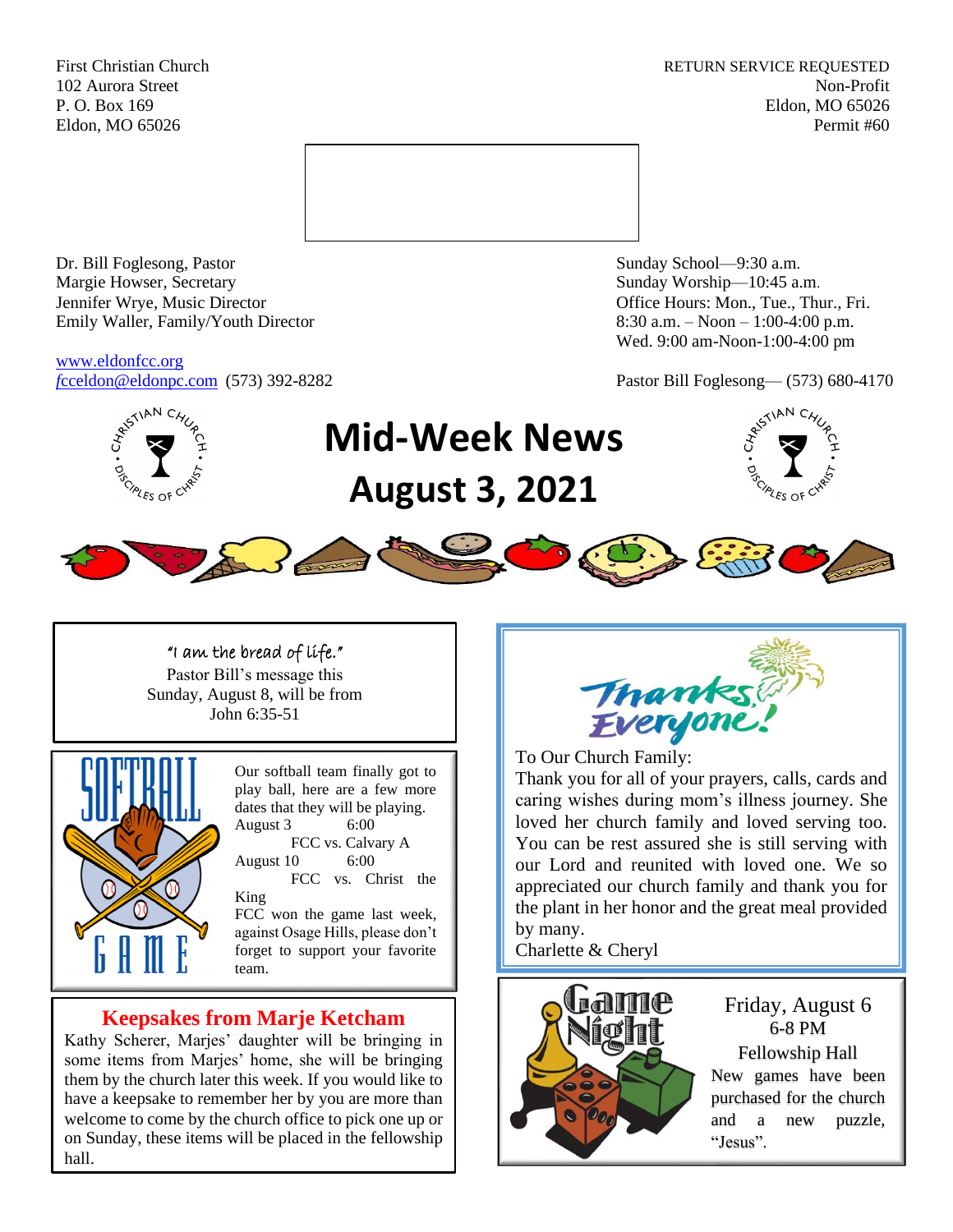First Christian Church
102 Aurora Street
P. O. Box 169
Eldon, MO 65026

RETURN SERVICE REQUESTED
Non-Profit
Eldon, MO 65026
Permit #60

Dr. Bill Foglesong, Pastor
Margie Howser, Secretary
Jennifer Wrye, Music Director
Emily Waller, Family/Youth Director

www.eldonfcc.org
fcceldon@eldonpc.com (573) 392-8282

Sunday School—9:30 a.m.
Sunday Worship—10:45 a.m.
Office Hours: Mon., Tue., Thur., Fri.
8:30 a.m. – Noon – 1:00-4:00 p.m.
Wed. 9:00 am-Noon-1:00-4:00 pm

Pastor Bill Foglesong— (573) 680-4170

# Mid-Week News
# August 3, 2021

"I am the bread of life."
Pastor Bill's message this Sunday, August 8, will be from John 6:35-51

## Softball Game

Our softball team finally got to play ball, here are a few more dates that they will be playing.

August 3 6:00
FCC vs. Calvary A

August 10 6:00
FCC vs. Christ the King

FCC won the game last week, against Osage Hills, please don't forget to support your favorite team.

## Keepsakes from Marje Ketcham

Kathy Scherer, Marjes' daughter will be bringing in some items from Marjes' home, she will be bringing them by the church later this week. If you would like to have a keepsake to remember her by you are more than welcome to come by the church office to pick one up or on Sunday, these items will be placed in the fellowship hall.

## Thanks Everyone!

To Our Church Family:
Thank you for all of your prayers, calls, cards and caring wishes during mom's illness journey. She loved her church family and loved serving too. You can be rest assured she is still serving with our Lord and reunited with loved one. We so appreciated our church family and thank you for the plant in her honor and the great meal provided by many.
Charlette & Cheryl

## Game Night

Friday, August 6
6-8 PM
Fellowship Hall
New games have been purchased for the church and a new puzzle, "Jesus".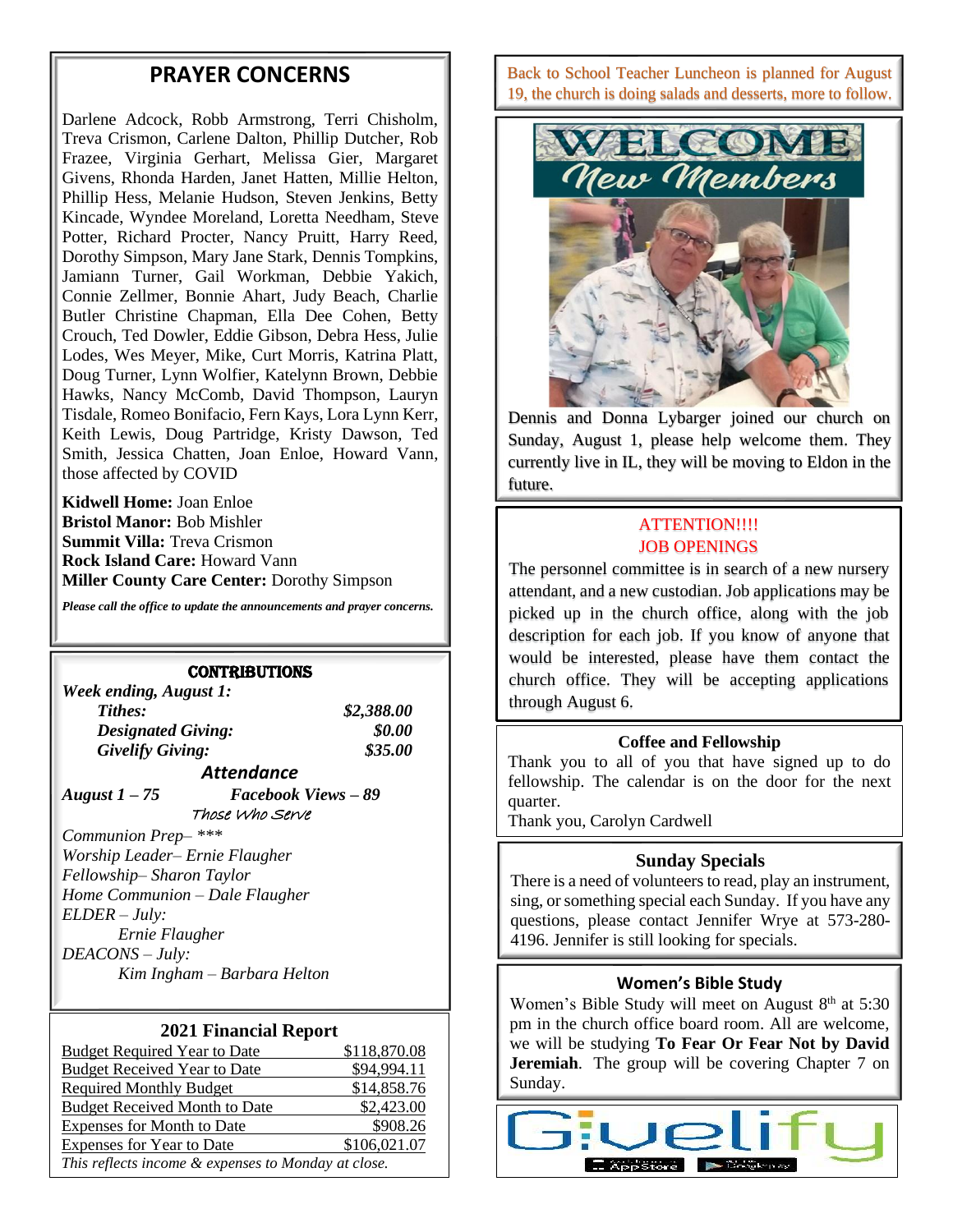## PRAYER CONCERNS

Darlene Adcock, Robb Armstrong, Terri Chisholm, Treva Crismon, Carlene Dalton, Phillip Dutcher, Rob Frazee, Virginia Gerhart, Melissa Gier, Margaret Givens, Rhonda Harden, Janet Hatten, Millie Helton, Phillip Hess, Melanie Hudson, Steven Jenkins, Betty Kincade, Wyndee Moreland, Loretta Needham, Steve Potter, Richard Procter, Nancy Pruitt, Harry Reed, Dorothy Simpson, Mary Jane Stark, Dennis Tompkins, Jamiann Turner, Gail Workman, Debbie Yakich, Connie Zellmer, Bonnie Ahart, Judy Beach, Charlie Butler Christine Chapman, Ella Dee Cohen, Betty Crouch, Ted Dowler, Eddie Gibson, Debra Hess, Julie Lodes, Wes Meyer, Mike, Curt Morris, Katrina Platt, Doug Turner, Lynn Wolfier, Katelynn Brown, Debbie Hawks, Nancy McComb, David Thompson, Lauryn Tisdale, Romeo Bonifacio, Fern Kays, Lora Lynn Kerr, Keith Lewis, Doug Partridge, Kristy Dawson, Ted Smith, Jessica Chatten, Joan Enloe, Howard Vann, those affected by COVID

**Kidwell Home:** Joan Enloe
**Bristol Manor:** Bob Mishler
**Summit Villa:** Treva Crismon
**Rock Island Care:** Howard Vann
**Miller County Care Center:** Dorothy Simpson

***Please call the office to update the announcements and prayer concerns.***

### CONTRIBUTIONS

***Week ending, August 1:***

| | |
|---|---|
| ***Tithes:*** | ***$2,388.00*** |
| ***Designated Giving:*** | ***$0.00*** |
| ***Givelify Giving:*** | ***$35.00*** |

### *Attendance*

***August 1 – 75*** ***Facebook Views – 89***

*Those Who Serve*

*Communion Prep– \*\*\**
*Worship Leader– Ernie Flaugher*
*Fellowship– Sharon Taylor*
*Home Communion – Dale Flaugher*
*ELDER – July:*
*Ernie Flaugher*
*DEACONS – July:*
*Kim Ingham – Barbara Helton*

### 2021 Financial Report

| | |
|---|---|
| Budget Required Year to Date | $118,870.08 |
| Budget Received Year to Date | $94,994.11 |
| Required Monthly Budget | $14,858.76 |
| Budget Received Month to Date | $2,423.00 |
| Expenses for Month to Date | $908.26 |
| Expenses for Year to Date | $106,021.07 |

*This reflects income & expenses to Monday at close.*

Back to School Teacher Luncheon is planned for August 19, the church is doing salads and desserts, more to follow.

WELCOME New Members

Dennis and Donna Lybarger joined our church on Sunday, August 1, please help welcome them. They currently live in IL, they will be moving to Eldon in the future.

### ATTENTION!!!! JOB OPENINGS

The personnel committee is in search of a new nursery attendant, and a new custodian. Job applications may be picked up in the church office, along with the job description for each job. If you know of anyone that would be interested, please have them contact the church office. They will be accepting applications through August 6.

### Coffee and Fellowship

Thank you to all of you that have signed up to do fellowship. The calendar is on the door for the next quarter.
Thank you, Carolyn Cardwell

### Sunday Specials

There is a need of volunteers to read, play an instrument, sing, or something special each Sunday. If you have any questions, please contact Jennifer Wrye at 573-280-4196. Jennifer is still looking for specials.

### Women's Bible Study

Women's Bible Study will meet on August 8th at 5:30 pm in the church office board room. All are welcome, we will be studying **To Fear Or Fear Not by David Jeremiah**. The group will be covering Chapter 7 on Sunday.

Givelify